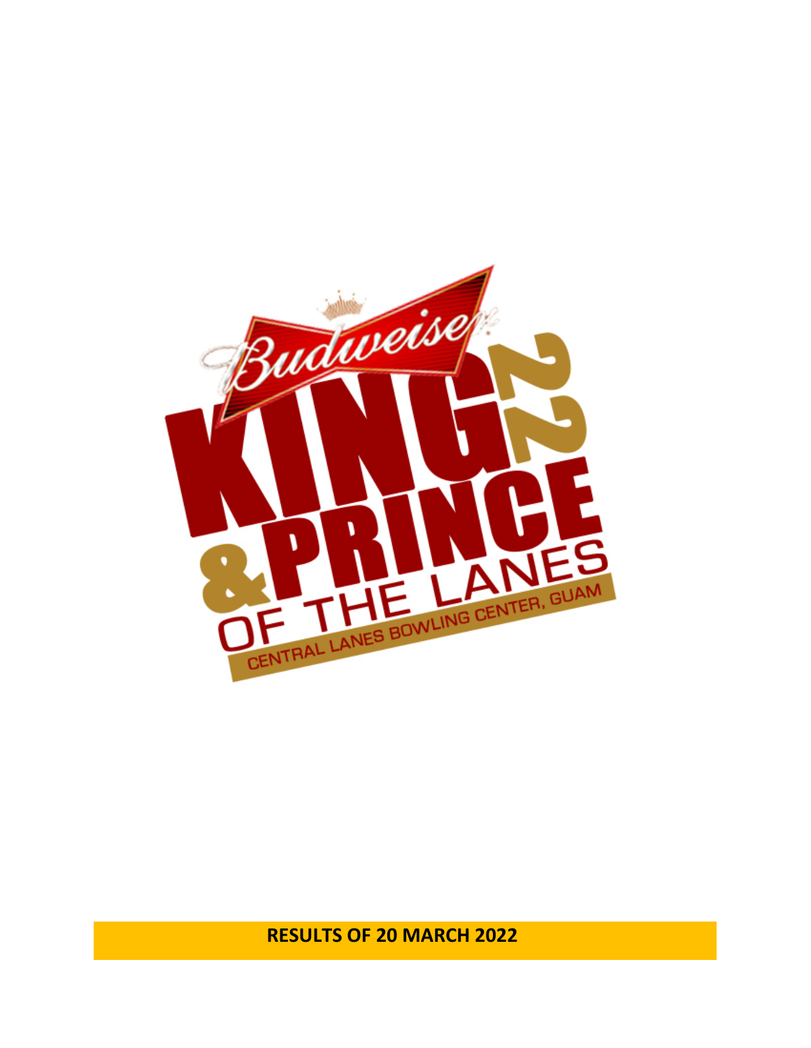Budweiser

# KING 22 & PRINCE OF THE LANES

CENTRAL LANES BOWLING CENTER, GUAM

**RESULTS OF 20 MARCH 2022**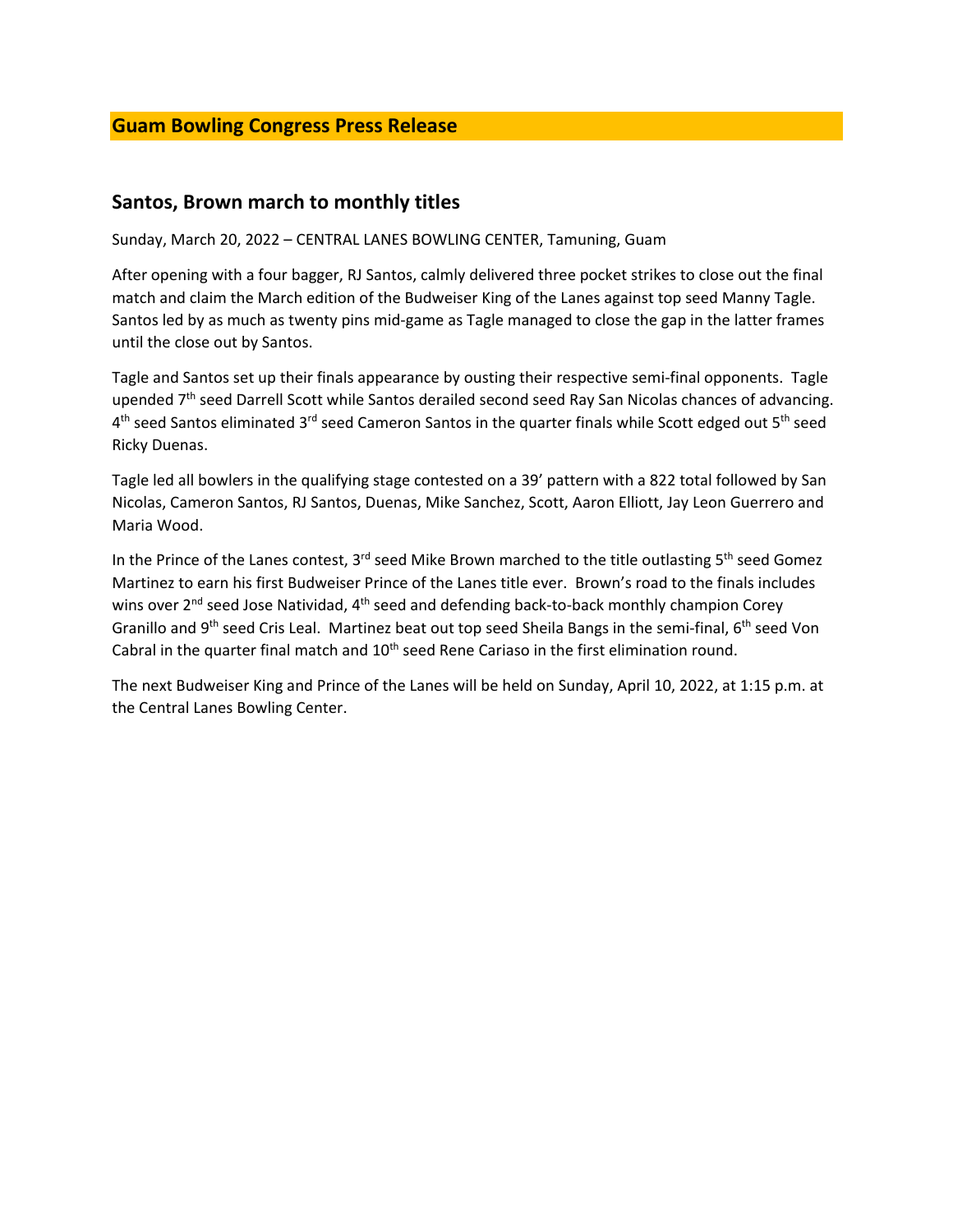## Guam Bowling Congress Press Release

### Santos, Brown march to monthly titles

Sunday, March 20, 2022 – CENTRAL LANES BOWLING CENTER, Tamuning, Guam

After opening with a four bagger, RJ Santos, calmly delivered three pocket strikes to close out the final match and claim the March edition of the Budweiser King of the Lanes against top seed Manny Tagle. Santos led by as much as twenty pins mid-game as Tagle managed to close the gap in the latter frames until the close out by Santos.

Tagle and Santos set up their finals appearance by ousting their respective semi-final opponents. Tagle upended 7th seed Darrell Scott while Santos derailed second seed Ray San Nicolas chances of advancing. 4th seed Santos eliminated 3rd seed Cameron Santos in the quarter finals while Scott edged out 5th seed Ricky Duenas.

Tagle led all bowlers in the qualifying stage contested on a 39' pattern with a 822 total followed by San Nicolas, Cameron Santos, RJ Santos, Duenas, Mike Sanchez, Scott, Aaron Elliott, Jay Leon Guerrero and Maria Wood.

In the Prince of the Lanes contest, 3rd seed Mike Brown marched to the title outlasting 5th seed Gomez Martinez to earn his first Budweiser Prince of the Lanes title ever. Brown's road to the finals includes wins over 2nd seed Jose Natividad, 4th seed and defending back-to-back monthly champion Corey Granillo and 9th seed Cris Leal. Martinez beat out top seed Sheila Bangs in the semi-final, 6th seed Von Cabral in the quarter final match and 10th seed Rene Cariaso in the first elimination round.

The next Budweiser King and Prince of the Lanes will be held on Sunday, April 10, 2022, at 1:15 p.m. at the Central Lanes Bowling Center.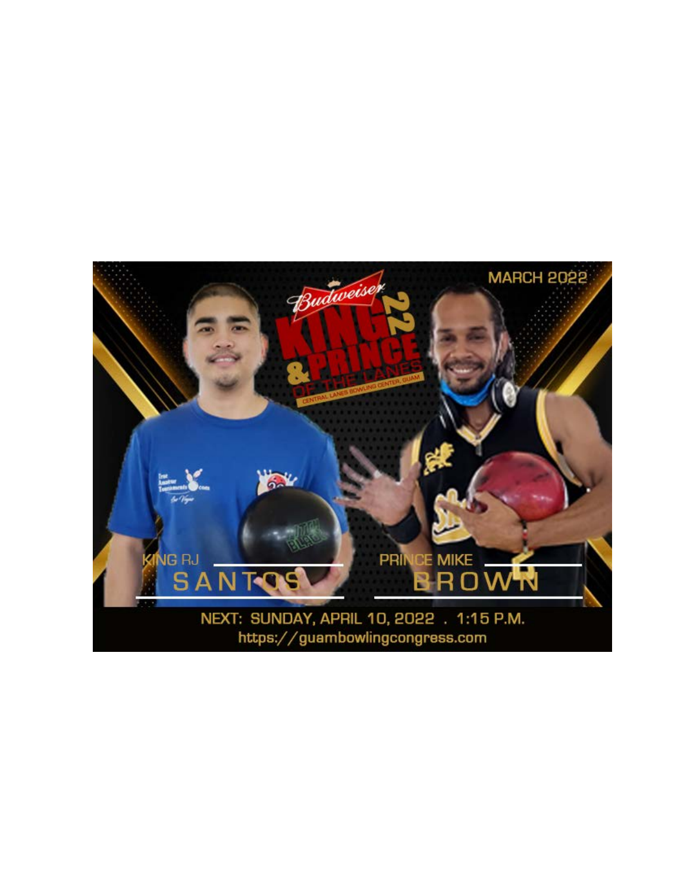MARCH 2022

Budweiser

KING & PRINCE OF THE LANES 22

CENTRAL LANES BOWLING CENTER, GUAM

KING RJ

SANTOS

PRINCE MIKE

BROWN

NEXT: SUNDAY, APRIL 10, 2022 . 1:15 P.M.

https://guambowlingcongress.com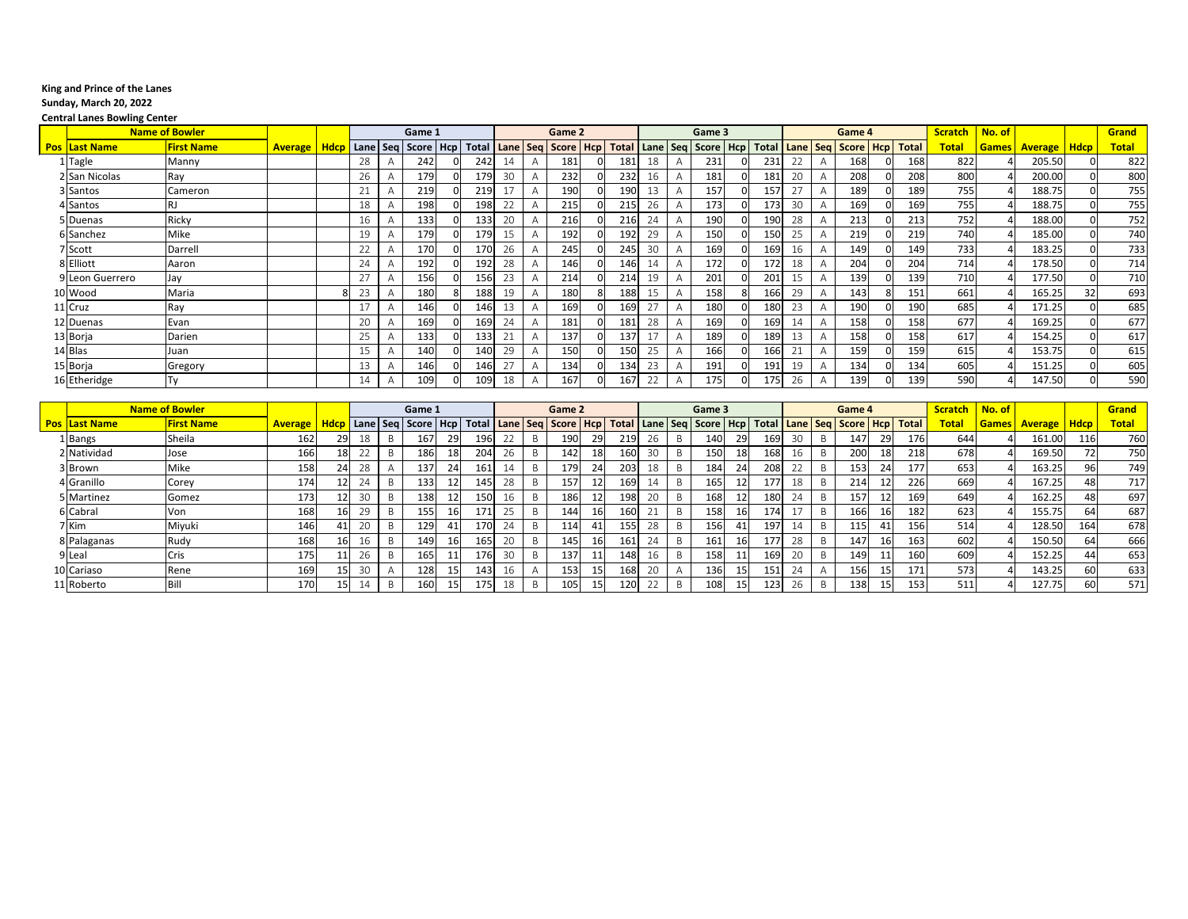**King and Prince of the Lanes**

**Sunday, March 20, 2022**

**Central Lanes Bowling Center**

| | Name of Bowler | | | | Game 1 | | | | | Game 2 | | | | | Game 3 | | | | | Game 4 | | | | | Scratch | No. of | | | Grand |
|---|---|---|---|---|---|---|---|---|---|---|---|---|---|---|---|---|---|---|---|---|---|---|---|---|---|---|---|---|---|
| Pos | Last Name | First Name | Average | Hdcp | Lane | Seq | Score | Hcp | Total | Lane | Seq | Score | Hcp | Total | Lane | Seq | Score | Hcp | Total | Lane | Seq | Score | Hcp | Total | Total | Games | Average | Hdcp | Total |
| 1 | Tagle | Manny | | | 28 | A | 242 | 0 | 242 | 14 | A | 181 | 0 | 181 | 18 | A | 231 | 0 | 231 | 22 | A | 168 | 0 | 168 | 822 | 4 | 205.50 | 0 | 822 |
| 2 | San Nicolas | Ray | | | 26 | A | 179 | 0 | 179 | 30 | A | 232 | 0 | 232 | 16 | A | 181 | 0 | 181 | 20 | A | 208 | 0 | 208 | 800 | 4 | 200.00 | 0 | 800 |
| 3 | Santos | Cameron | | | 21 | A | 219 | 0 | 219 | 17 | A | 190 | 0 | 190 | 13 | A | 157 | 0 | 157 | 27 | A | 189 | 0 | 189 | 755 | 4 | 188.75 | 0 | 755 |
| 4 | Santos | RJ | | | 18 | A | 198 | 0 | 198 | 22 | A | 215 | 0 | 215 | 26 | A | 173 | 0 | 173 | 30 | A | 169 | 0 | 169 | 755 | 4 | 188.75 | 0 | 755 |
| 5 | Duenas | Ricky | | | 16 | A | 133 | 0 | 133 | 20 | A | 216 | 0 | 216 | 24 | A | 190 | 0 | 190 | 28 | A | 213 | 0 | 213 | 752 | 4 | 188.00 | 0 | 752 |
| 6 | Sanchez | Mike | | | 19 | A | 179 | 0 | 179 | 15 | A | 192 | 0 | 192 | 29 | A | 150 | 0 | 150 | 25 | A | 219 | 0 | 219 | 740 | 4 | 185.00 | 0 | 740 |
| 7 | Scott | Darrell | | | 22 | A | 170 | 0 | 170 | 26 | A | 245 | 0 | 245 | 30 | A | 169 | 0 | 169 | 16 | A | 149 | 0 | 149 | 733 | 4 | 183.25 | 0 | 733 |
| 8 | Elliott | Aaron | | | 24 | A | 192 | 0 | 192 | 28 | A | 146 | 0 | 146 | 14 | A | 172 | 0 | 172 | 18 | A | 204 | 0 | 204 | 714 | 4 | 178.50 | 0 | 714 |
| 9 | Leon Guerrero | Jay | | | 27 | A | 156 | 0 | 156 | 23 | A | 214 | 0 | 214 | 19 | A | 201 | 0 | 201 | 15 | A | 139 | 0 | 139 | 710 | 4 | 177.50 | 0 | 710 |
| 10 | Wood | Maria | | 8 | 23 | A | 180 | 8 | 188 | 19 | A | 180 | 8 | 188 | 15 | A | 158 | 8 | 166 | 29 | A | 143 | 8 | 151 | 661 | 4 | 165.25 | 32 | 693 |
| 11 | Cruz | Ray | | | 17 | A | 146 | 0 | 146 | 13 | A | 169 | 0 | 169 | 27 | A | 180 | 0 | 180 | 23 | A | 190 | 0 | 190 | 685 | 4 | 171.25 | 0 | 685 |
| 12 | Duenas | Evan | | | 20 | A | 169 | 0 | 169 | 24 | A | 181 | 0 | 181 | 28 | A | 169 | 0 | 169 | 14 | A | 158 | 0 | 158 | 677 | 4 | 169.25 | 0 | 677 |
| 13 | Borja | Darien | | | 25 | A | 133 | 0 | 133 | 21 | A | 137 | 0 | 137 | 17 | A | 189 | 0 | 189 | 13 | A | 158 | 0 | 158 | 617 | 4 | 154.25 | 0 | 617 |
| 14 | Blas | Juan | | | 15 | A | 140 | 0 | 140 | 29 | A | 150 | 0 | 150 | 25 | A | 166 | 0 | 166 | 21 | A | 159 | 0 | 159 | 615 | 4 | 153.75 | 0 | 615 |
| 15 | Borja | Gregory | | | 13 | A | 146 | 0 | 146 | 27 | A | 134 | 0 | 134 | 23 | A | 191 | 0 | 191 | 19 | A | 134 | 0 | 134 | 605 | 4 | 151.25 | 0 | 605 |
| 16 | Etheridge | Ty | | | 14 | A | 109 | 0 | 109 | 18 | A | 167 | 0 | 167 | 22 | A | 175 | 0 | 175 | 26 | A | 139 | 0 | 139 | 590 | 4 | 147.50 | 0 | 590 |

| | Name of Bowler | | | | Game 1 | | | | | Game 2 | | | | | Game 3 | | | | | Game 4 | | | | | Scratch | No. of | | | Grand |
|---|---|---|---|---|---|---|---|---|---|---|---|---|---|---|---|---|---|---|---|---|---|---|---|---|---|---|---|---|---|
| Pos | Last Name | First Name | Average | Hdcp | Lane | Seq | Score | Hcp | Total | Lane | Seq | Score | Hcp | Total | Lane | Seq | Score | Hcp | Total | Lane | Seq | Score | Hcp | Total | Total | Games | Average | Hdcp | Total |
| 1 | Bangs | Sheila | 162 | 29 | 18 | B | 167 | 29 | 196 | 22 | B | 190 | 29 | 219 | 26 | B | 140 | 29 | 169 | 30 | B | 147 | 29 | 176 | 644 | 4 | 161.00 | 116 | 760 |
| 2 | Natividad | Jose | 166 | 18 | 22 | B | 186 | 18 | 204 | 26 | B | 142 | 18 | 160 | 30 | B | 150 | 18 | 168 | 16 | B | 200 | 18 | 218 | 678 | 4 | 169.50 | 72 | 750 |
| 3 | Brown | Mike | 158 | 24 | 28 | A | 137 | 24 | 161 | 14 | B | 179 | 24 | 203 | 18 | B | 184 | 24 | 208 | 22 | B | 153 | 24 | 177 | 653 | 4 | 163.25 | 96 | 749 |
| 4 | Granillo | Corey | 174 | 12 | 24 | B | 133 | 12 | 145 | 28 | B | 157 | 12 | 169 | 14 | B | 165 | 12 | 177 | 18 | B | 214 | 12 | 226 | 669 | 4 | 167.25 | 48 | 717 |
| 5 | Martinez | Gomez | 173 | 12 | 30 | B | 138 | 12 | 150 | 16 | B | 186 | 12 | 198 | 20 | B | 168 | 12 | 180 | 24 | B | 157 | 12 | 169 | 649 | 4 | 162.25 | 48 | 697 |
| 6 | Cabral | Von | 168 | 16 | 29 | B | 155 | 16 | 171 | 25 | B | 144 | 16 | 160 | 21 | B | 158 | 16 | 174 | 17 | B | 166 | 16 | 182 | 623 | 4 | 155.75 | 64 | 687 |
| 7 | Kim | Miyuki | 146 | 41 | 20 | B | 129 | 41 | 170 | 24 | B | 114 | 41 | 155 | 28 | B | 156 | 41 | 197 | 14 | B | 115 | 41 | 156 | 514 | 4 | 128.50 | 164 | 678 |
| 8 | Palaganas | Rudy | 168 | 16 | 16 | B | 149 | 16 | 165 | 20 | B | 145 | 16 | 161 | 24 | B | 161 | 16 | 177 | 28 | B | 147 | 16 | 163 | 602 | 4 | 150.50 | 64 | 666 |
| 9 | Leal | Cris | 175 | 11 | 26 | B | 165 | 11 | 176 | 30 | B | 137 | 11 | 148 | 16 | B | 158 | 11 | 169 | 20 | B | 149 | 11 | 160 | 609 | 4 | 152.25 | 44 | 653 |
| 10 | Cariaso | Rene | 169 | 15 | 30 | A | 128 | 15 | 143 | 16 | A | 153 | 15 | 168 | 20 | A | 136 | 15 | 151 | 24 | A | 156 | 15 | 171 | 573 | 4 | 143.25 | 60 | 633 |
| 11 | Roberto | Bill | 170 | 15 | 14 | B | 160 | 15 | 175 | 18 | B | 105 | 15 | 120 | 22 | B | 108 | 15 | 123 | 26 | B | 138 | 15 | 153 | 511 | 4 | 127.75 | 60 | 571 |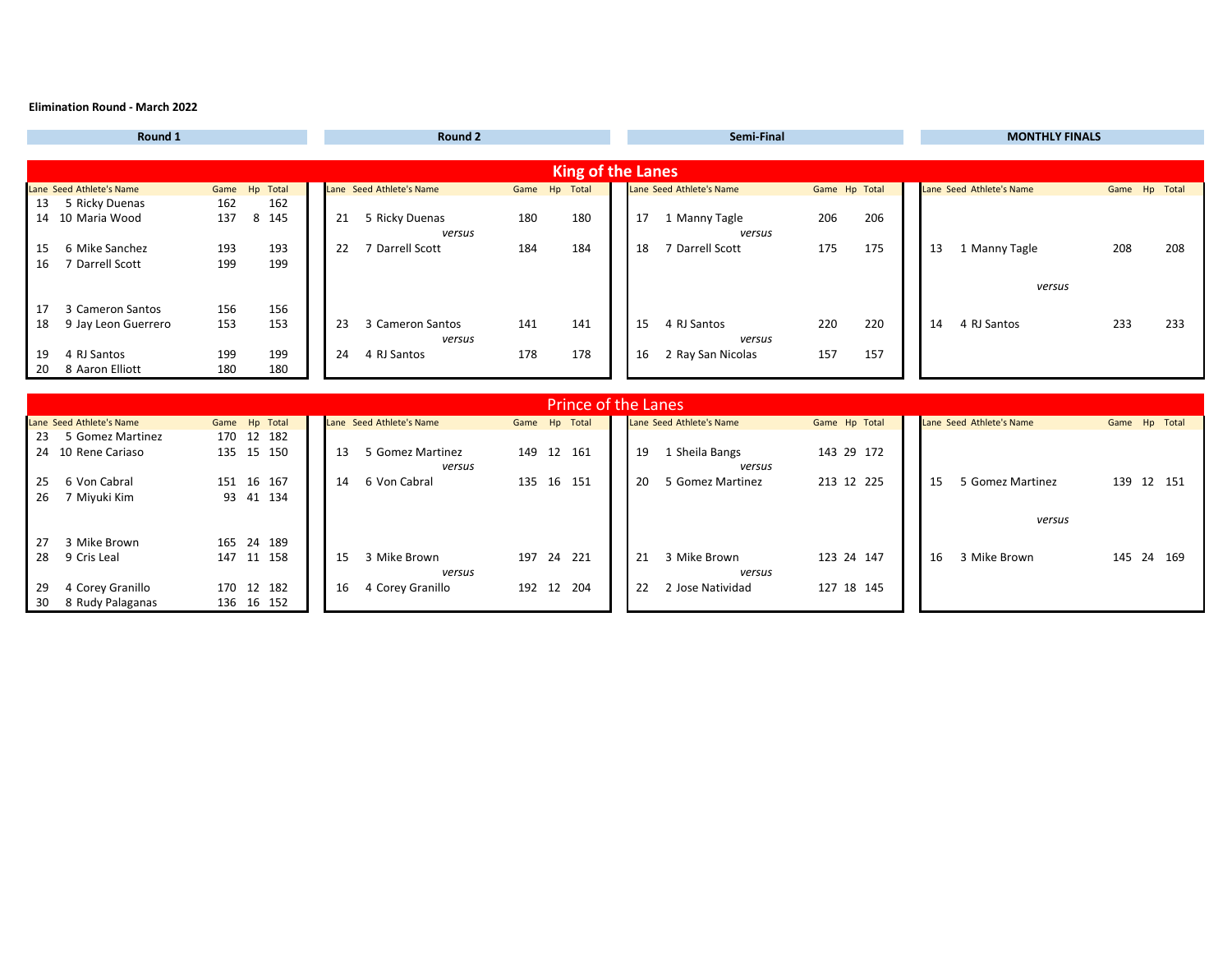**Elimination Round - March 2022**

## King of the Lanes

### Round 1

| Lane | Seed | Athlete's Name | Game | Hp | Total |
|---|---|---|---|---|---|
| 13 | 5 | Ricky Duenas | 162 | | 162 |
| 14 | 10 | Maria Wood | 137 | 8 | 145 |
| 15 | 6 | Mike Sanchez | 193 | | 193 |
| 16 | 7 | Darrell Scott | 199 | | 199 |
| 17 | 3 | Cameron Santos | 156 | | 156 |
| 18 | 9 | Jay Leon Guerrero | 153 | | 153 |
| 19 | 4 | RJ Santos | 199 | | 199 |
| 20 | 8 | Aaron Elliott | 180 | | 180 |

### Round 2

| Lane | Seed | Athlete's Name | Game | Hp | Total |
|---|---|---|---|---|---|
| 21 | 5 | Ricky Duenas | 180 | | 180 |
| | | *versus* | | | |
| 22 | 7 | Darrell Scott | 184 | | 184 |
| 23 | 3 | Cameron Santos | 141 | | 141 |
| | | *versus* | | | |
| 24 | 4 | RJ Santos | 178 | | 178 |

### Semi-Final

| Lane | Seed | Athlete's Name | Game | Hp | Total |
|---|---|---|---|---|---|
| 17 | 1 | Manny Tagle | 206 | | 206 |
| | | *versus* | | | |
| 18 | 7 | Darrell Scott | 175 | | 175 |
| 15 | 4 | RJ Santos | 220 | | 220 |
| | | *versus* | | | |
| 16 | 2 | Ray San Nicolas | 157 | | 157 |

### MONTHLY FINALS

| Lane | Seed | Athlete's Name | Game | Hp | Total |
|---|---|---|---|---|---|
| 13 | 1 | Manny Tagle | 208 | | 208 |
| | | *versus* | | | |
| 14 | 4 | RJ Santos | 233 | | 233 |

## Prince of the Lanes

### Round 1

| Lane | Seed | Athlete's Name | Game | Hp | Total |
|---|---|---|---|---|---|
| 23 | 5 | Gomez Martinez | 170 | 12 | 182 |
| 24 | 10 | Rene Cariaso | 135 | 15 | 150 |
| 25 | 6 | Von Cabral | 151 | 16 | 167 |
| 26 | 7 | Miyuki Kim | 93 | 41 | 134 |
| 27 | 3 | Mike Brown | 165 | 24 | 189 |
| 28 | 9 | Cris Leal | 147 | 11 | 158 |
| 29 | 4 | Corey Granillo | 170 | 12 | 182 |
| 30 | 8 | Rudy Palaganas | 136 | 16 | 152 |

### Round 2

| Lane | Seed | Athlete's Name | Game | Hp | Total |
|---|---|---|---|---|---|
| 13 | 5 | Gomez Martinez | 149 | 12 | 161 |
| | | *versus* | | | |
| 14 | 6 | Von Cabral | 135 | 16 | 151 |
| 15 | 3 | Mike Brown | 197 | 24 | 221 |
| | | *versus* | | | |
| 16 | 4 | Corey Granillo | 192 | 12 | 204 |

### Semi-Final

| Lane | Seed | Athlete's Name | Game | Hp | Total |
|---|---|---|---|---|---|
| 19 | 1 | Sheila Bangs | 143 | 29 | 172 |
| | | *versus* | | | |
| 20 | 5 | Gomez Martinez | 213 | 12 | 225 |
| 21 | 3 | Mike Brown | 123 | 24 | 147 |
| | | *versus* | | | |
| 22 | 2 | Jose Natividad | 127 | 18 | 145 |

### MONTHLY FINALS

| Lane | Seed | Athlete's Name | Game | Hp | Total |
|---|---|---|---|---|---|
| 15 | 5 | Gomez Martinez | 139 | 12 | 151 |
| | | *versus* | | | |
| 16 | 3 | Mike Brown | 145 | 24 | 169 |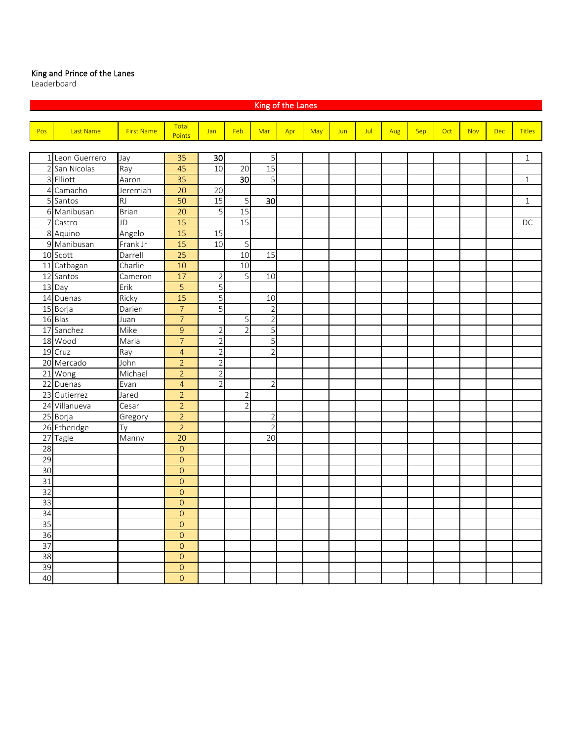King and Prince of the Lanes

Leaderboard

## King of the Lanes

| Pos | Last Name | First Name | Total Points | Jan | Feb | Mar | Apr | May | Jun | Jul | Aug | Sep | Oct | Nov | Dec | Titles |
|---|---|---|---|---|---|---|---|---|---|---|---|---|---|---|---|---|
| 1 | Leon Guerrero | Jay | 35 | **30** | | 5 | | | | | | | | | | 1 |
| 2 | San Nicolas | Ray | 45 | 10 | 20 | 15 | | | | | | | | | | |
| 3 | Elliott | Aaron | 35 | | **30** | 5 | | | | | | | | | | 1 |
| 4 | Camacho | Jeremiah | 20 | 20 | | | | | | | | | | | | |
| 5 | Santos | RJ | 50 | 15 | 5 | **30** | | | | | | | | | | 1 |
| 6 | Manibusan | Brian | 20 | 5 | 15 | | | | | | | | | | | |
| 7 | Castro | JD | 15 | | 15 | | | | | | | | | | | DC |
| 8 | Aquino | Angelo | 15 | 15 | | | | | | | | | | | | |
| 9 | Manibusan | Frank Jr | 15 | 10 | 5 | | | | | | | | | | | |
| 10 | Scott | Darrell | 25 | | 10 | 15 | | | | | | | | | | |
| 11 | Catbagan | Charlie | 10 | | 10 | | | | | | | | | | | |
| 12 | Santos | Cameron | 17 | 2 | 5 | 10 | | | | | | | | | | |
| 13 | Day | Erik | 5 | 5 | | | | | | | | | | | | |
| 14 | Duenas | Ricky | 15 | 5 | | 10 | | | | | | | | | | |
| 15 | Borja | Darien | 7 | 5 | | 2 | | | | | | | | | | |
| 16 | Blas | Juan | 7 | | 5 | 2 | | | | | | | | | | |
| 17 | Sanchez | Mike | 9 | 2 | 2 | 5 | | | | | | | | | | |
| 18 | Wood | Maria | 7 | 2 | | 5 | | | | | | | | | | |
| 19 | Cruz | Ray | 4 | 2 | | 2 | | | | | | | | | | |
| 20 | Mercado | John | 2 | 2 | | | | | | | | | | | | |
| 21 | Wong | Michael | 2 | 2 | | | | | | | | | | | | |
| 22 | Duenas | Evan | 4 | 2 | | 2 | | | | | | | | | | |
| 23 | Gutierrez | Jared | 2 | | 2 | | | | | | | | | | | |
| 24 | Villanueva | Cesar | 2 | | 2 | | | | | | | | | | | |
| 25 | Borja | Gregory | 2 | | | 2 | | | | | | | | | | |
| 26 | Etheridge | Ty | 2 | | | 2 | | | | | | | | | | |
| 27 | Tagle | Manny | 20 | | | 20 | | | | | | | | | | |
| 28 | | | 0 | | | | | | | | | | | | | |
| 29 | | | 0 | | | | | | | | | | | | | |
| 30 | | | 0 | | | | | | | | | | | | | |
| 31 | | | 0 | | | | | | | | | | | | | |
| 32 | | | 0 | | | | | | | | | | | | | |
| 33 | | | 0 | | | | | | | | | | | | | |
| 34 | | | 0 | | | | | | | | | | | | | |
| 35 | | | 0 | | | | | | | | | | | | | |
| 36 | | | 0 | | | | | | | | | | | | | |
| 37 | | | 0 | | | | | | | | | | | | | |
| 38 | | | 0 | | | | | | | | | | | | | |
| 39 | | | 0 | | | | | | | | | | | | | |
| 40 | | | 0 | | | | | | | | | | | | | |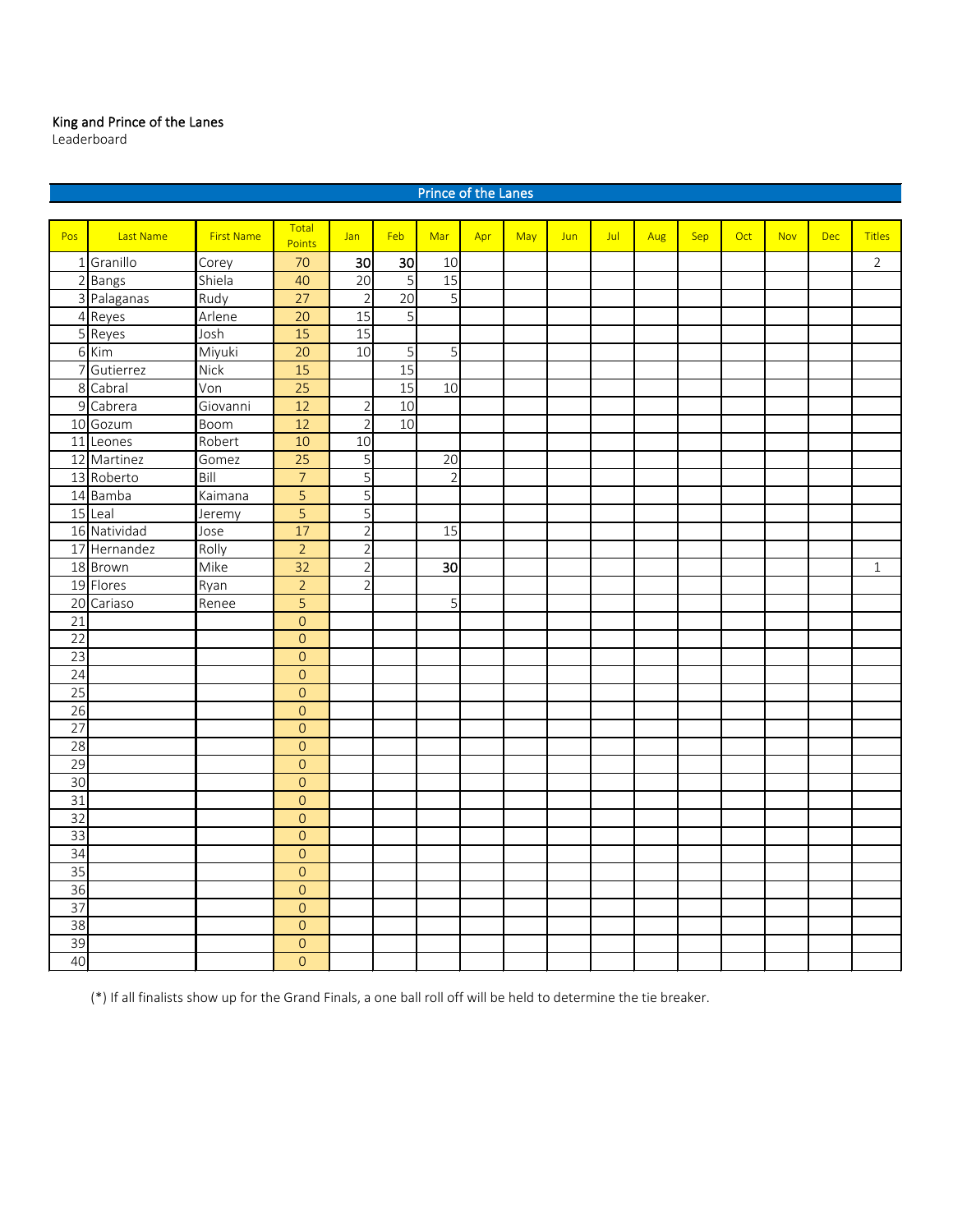King and Prince of the Lanes

Leaderboard

## Prince of the Lanes

| Pos | Last Name | First Name | Total Points | Jan | Feb | Mar | Apr | May | Jun | Jul | Aug | Sep | Oct | Nov | Dec | Titles |
|---|---|---|---|---|---|---|---|---|---|---|---|---|---|---|---|---|
| 1 | Granillo | Corey | 70 | **30** | **30** | 10 | | | | | | | | | | 2 |
| 2 | Bangs | Shiela | 40 | 20 | 5 | 15 | | | | | | | | | | |
| 3 | Palaganas | Rudy | 27 | 2 | 20 | 5 | | | | | | | | | | |
| 4 | Reyes | Arlene | 20 | 15 | 5 | | | | | | | | | | | |
| 5 | Reyes | Josh | 15 | 15 | | | | | | | | | | | | |
| 6 | Kim | Miyuki | 20 | 10 | 5 | 5 | | | | | | | | | | |
| 7 | Gutierrez | Nick | 15 | | 15 | | | | | | | | | | | |
| 8 | Cabral | Von | 25 | | 15 | 10 | | | | | | | | | | |
| 9 | Cabrera | Giovanni | 12 | 2 | 10 | | | | | | | | | | | |
| 10 | Gozum | Boom | 12 | 2 | 10 | | | | | | | | | | | |
| 11 | Leones | Robert | 10 | 10 | | | | | | | | | | | | |
| 12 | Martinez | Gomez | 25 | 5 | | 20 | | | | | | | | | | |
| 13 | Roberto | Bill | 7 | 5 | | 2 | | | | | | | | | | |
| 14 | Bamba | Kaimana | 5 | 5 | | | | | | | | | | | | |
| 15 | Leal | Jeremy | 5 | 5 | | | | | | | | | | | | |
| 16 | Natividad | Jose | 17 | 2 | | 15 | | | | | | | | | | |
| 17 | Hernandez | Rolly | 2 | 2 | | | | | | | | | | | | |
| 18 | Brown | Mike | 32 | 2 | | **30** | | | | | | | | | | 1 |
| 19 | Flores | Ryan | 2 | 2 | | | | | | | | | | | | |
| 20 | Cariaso | Renee | 5 | | | 5 | | | | | | | | | | |
| 21 | | | 0 | | | | | | | | | | | | | |
| 22 | | | 0 | | | | | | | | | | | | | |
| 23 | | | 0 | | | | | | | | | | | | | |
| 24 | | | 0 | | | | | | | | | | | | | |
| 25 | | | 0 | | | | | | | | | | | | | |
| 26 | | | 0 | | | | | | | | | | | | | |
| 27 | | | 0 | | | | | | | | | | | | | |
| 28 | | | 0 | | | | | | | | | | | | | |
| 29 | | | 0 | | | | | | | | | | | | | |
| 30 | | | 0 | | | | | | | | | | | | | |
| 31 | | | 0 | | | | | | | | | | | | | |
| 32 | | | 0 | | | | | | | | | | | | | |
| 33 | | | 0 | | | | | | | | | | | | | |
| 34 | | | 0 | | | | | | | | | | | | | |
| 35 | | | 0 | | | | | | | | | | | | | |
| 36 | | | 0 | | | | | | | | | | | | | |
| 37 | | | 0 | | | | | | | | | | | | | |
| 38 | | | 0 | | | | | | | | | | | | | |
| 39 | | | 0 | | | | | | | | | | | | | |
| 40 | | | 0 | | | | | | | | | | | | | |

(*) If all finalists show up for the Grand Finals, a one ball roll off will be held to determine the tie breaker.